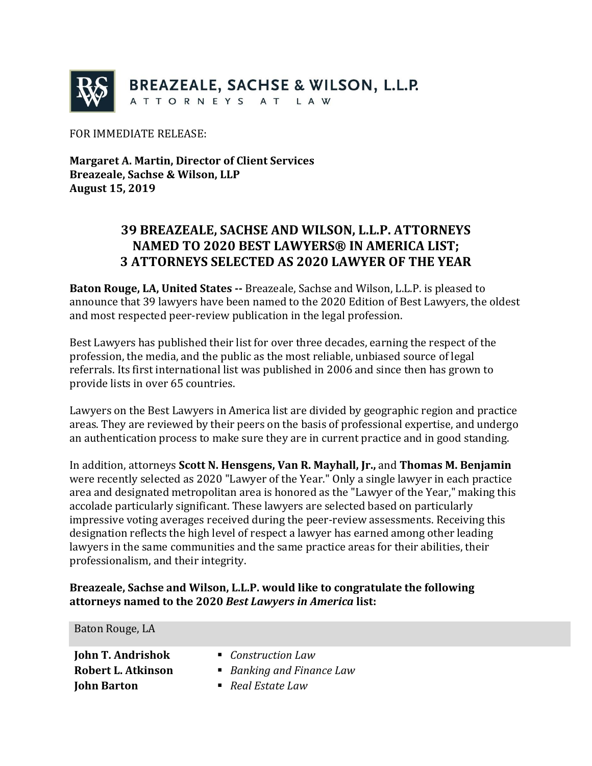**BREAZEALE, SACHSE & WILSON, L.L.P.**
ATTORNEYS AT LAW

FOR IMMEDIATE RELEASE:

**Margaret A. Martin, Director of Client Services**
**Breazeale, Sachse & Wilson, LLP**
**August 15, 2019**

## 39 BREAZEALE, SACHSE AND WILSON, L.L.P. ATTORNEYS NAMED TO 2020 BEST LAWYERS® IN AMERICA LIST; 3 ATTORNEYS SELECTED AS 2020 LAWYER OF THE YEAR

**Baton Rouge, LA, United States --** Breazeale, Sachse and Wilson, L.L.P. is pleased to announce that 39 lawyers have been named to the 2020 Edition of Best Lawyers, the oldest and most respected peer-review publication in the legal profession.

Best Lawyers has published their list for over three decades, earning the respect of the profession, the media, and the public as the most reliable, unbiased source of legal referrals. Its first international list was published in 2006 and since then has grown to provide lists in over 65 countries.

Lawyers on the Best Lawyers in America list are divided by geographic region and practice areas. They are reviewed by their peers on the basis of professional expertise, and undergo an authentication process to make sure they are in current practice and in good standing.

In addition, attorneys **Scott N. Hensgens, Van R. Mayhall, Jr.,** and **Thomas M. Benjamin** were recently selected as 2020 "Lawyer of the Year." Only a single lawyer in each practice area and designated metropolitan area is honored as the "Lawyer of the Year," making this accolade particularly significant. These lawyers are selected based on particularly impressive voting averages received during the peer-review assessments. Receiving this designation reflects the high level of respect a lawyer has earned among other leading lawyers in the same communities and the same practice areas for their abilities, their professionalism, and their integrity.

**Breazeale, Sachse and Wilson, L.L.P. would like to congratulate the following attorneys named to the 2020 *Best Lawyers in America* list:**

| Baton Rouge, LA | |
|---|---|
| **John T. Andrishok** | ▪ *Construction Law* |
| **Robert L. Atkinson** | ▪ *Banking and Finance Law* |
| **John Barton** | ▪ *Real Estate Law* |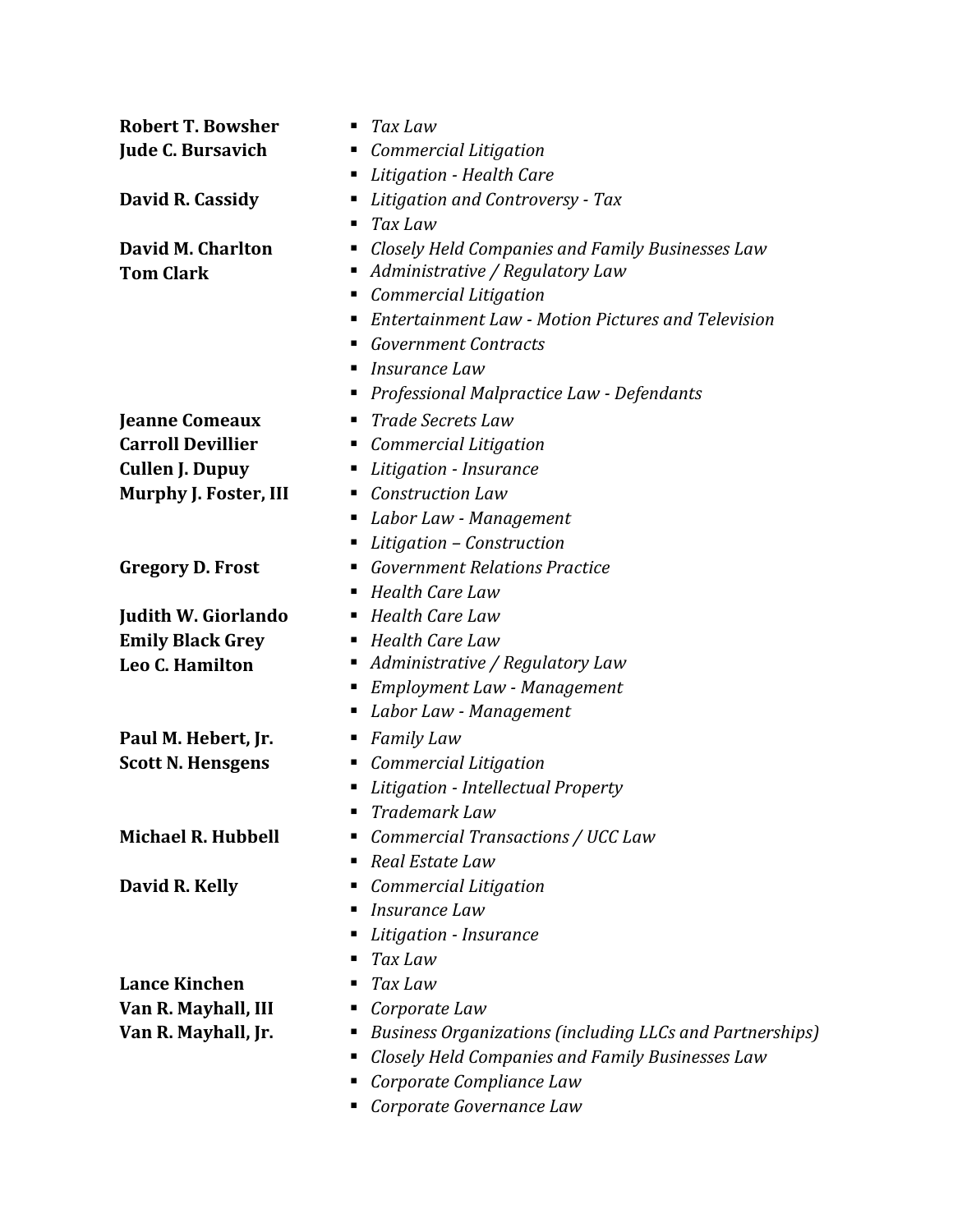**Robert T. Bowsher**
- *Tax Law*

**Jude C. Bursavich**
- *Commercial Litigation*
- *Litigation - Health Care*

**David R. Cassidy**
- *Litigation and Controversy - Tax*
- *Tax Law*

**David M. Charlton**
- *Closely Held Companies and Family Businesses Law*

**Tom Clark**
- *Administrative / Regulatory Law*
- *Commercial Litigation*
- *Entertainment Law - Motion Pictures and Television*
- *Government Contracts*
- *Insurance Law*
- *Professional Malpractice Law - Defendants*

**Jeanne Comeaux**
- *Trade Secrets Law*

**Carroll Devillier**
- *Commercial Litigation*

**Cullen J. Dupuy**
- *Litigation - Insurance*

**Murphy J. Foster, III**
- *Construction Law*
- *Labor Law - Management*
- *Litigation – Construction*

**Gregory D. Frost**
- *Government Relations Practice*
- *Health Care Law*

**Judith W. Giorlando**
- *Health Care Law*

**Emily Black Grey**
- *Health Care Law*

**Leo C. Hamilton**
- *Administrative / Regulatory Law*
- *Employment Law - Management*
- *Labor Law - Management*

**Paul M. Hebert, Jr.**
- *Family Law*

**Scott N. Hensgens**
- *Commercial Litigation*
- *Litigation - Intellectual Property*
- *Trademark Law*

**Michael R. Hubbell**
- *Commercial Transactions / UCC Law*
- *Real Estate Law*

**David R. Kelly**
- *Commercial Litigation*
- *Insurance Law*
- *Litigation - Insurance*
- *Tax Law*

**Lance Kinchen**
- *Tax Law*

**Van R. Mayhall, III**
- *Corporate Law*

**Van R. Mayhall, Jr.**
- *Business Organizations (including LLCs and Partnerships)*
- *Closely Held Companies and Family Businesses Law*
- *Corporate Compliance Law*
- *Corporate Governance Law*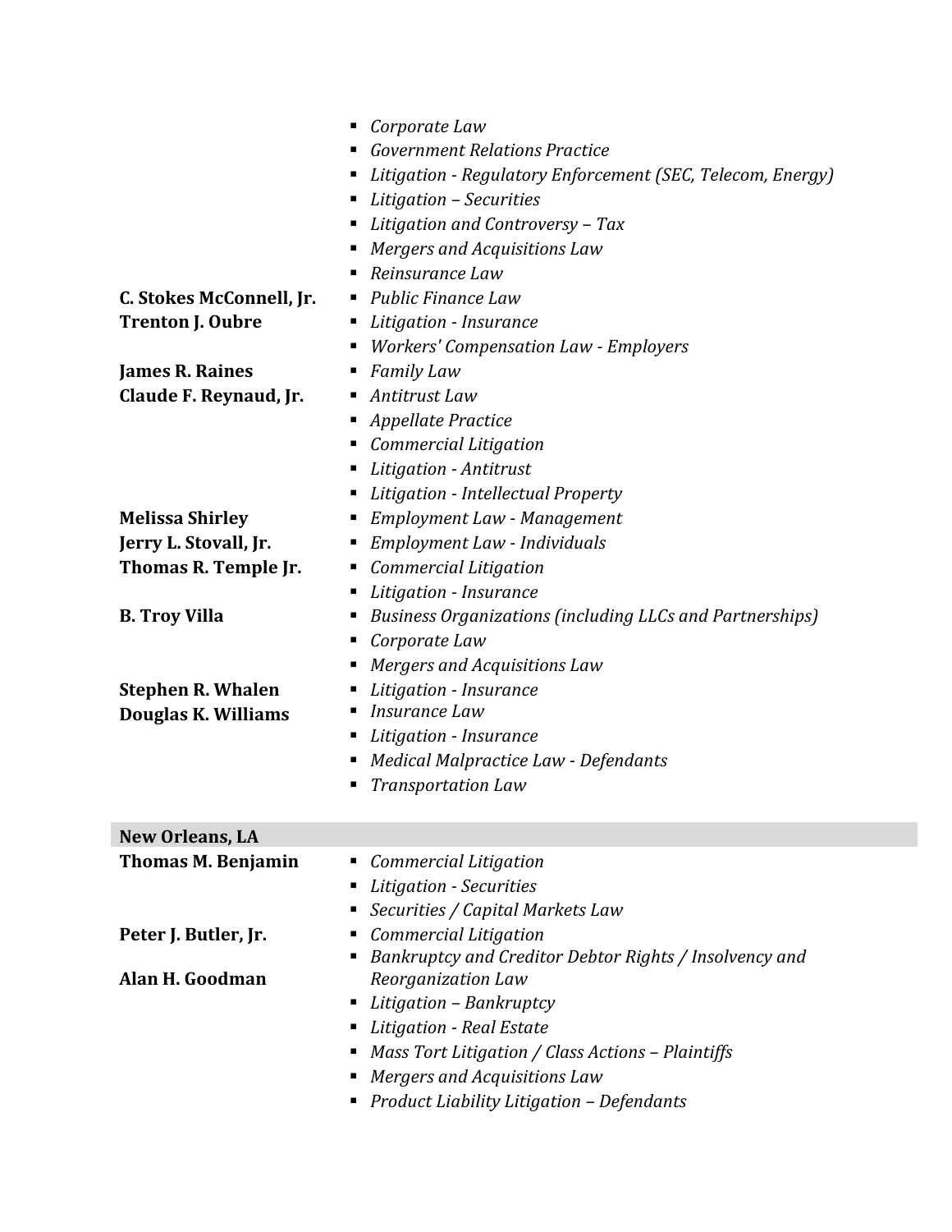| | |
|---|---|
| | ▪ *Corporate Law*<br>▪ *Government Relations Practice*<br>▪ *Litigation - Regulatory Enforcement (SEC, Telecom, Energy)*<br>▪ *Litigation – Securities*<br>▪ *Litigation and Controversy – Tax*<br>▪ *Mergers and Acquisitions Law*<br>▪ *Reinsurance Law* |
| **C. Stokes McConnell, Jr.** | ▪ *Public Finance Law* |
| **Trenton J. Oubre** | ▪ *Litigation - Insurance*<br>▪ *Workers' Compensation Law - Employers* |
| **James R. Raines** | ▪ *Family Law* |
| **Claude F. Reynaud, Jr.** | ▪ *Antitrust Law*<br>▪ *Appellate Practice*<br>▪ *Commercial Litigation*<br>▪ *Litigation - Antitrust*<br>▪ *Litigation - Intellectual Property* |
| **Melissa Shirley** | ▪ *Employment Law - Management* |
| **Jerry L. Stovall, Jr.** | ▪ *Employment Law - Individuals* |
| **Thomas R. Temple Jr.** | ▪ *Commercial Litigation*<br>▪ *Litigation - Insurance* |
| **B. Troy Villa** | ▪ *Business Organizations (including LLCs and Partnerships)*<br>▪ *Corporate Law*<br>▪ *Mergers and Acquisitions Law* |
| **Stephen R. Whalen** | ▪ *Litigation - Insurance* |
| **Douglas K. Williams** | ▪ *Insurance Law*<br>▪ *Litigation - Insurance*<br>▪ *Medical Malpractice Law - Defendants*<br>▪ *Transportation Law* |

## New Orleans, LA

| | |
|---|---|
| **Thomas M. Benjamin** | ▪ *Commercial Litigation*<br>▪ *Litigation - Securities*<br>▪ *Securities / Capital Markets Law* |
| **Peter J. Butler, Jr.** | ▪ *Commercial Litigation* |
| **Alan H. Goodman** | ▪ *Bankruptcy and Creditor Debtor Rights / Insolvency and Reorganization Law*<br>▪ *Litigation – Bankruptcy*<br>▪ *Litigation - Real Estate*<br>▪ *Mass Tort Litigation / Class Actions – Plaintiffs*<br>▪ *Mergers and Acquisitions Law*<br>▪ *Product Liability Litigation – Defendants* |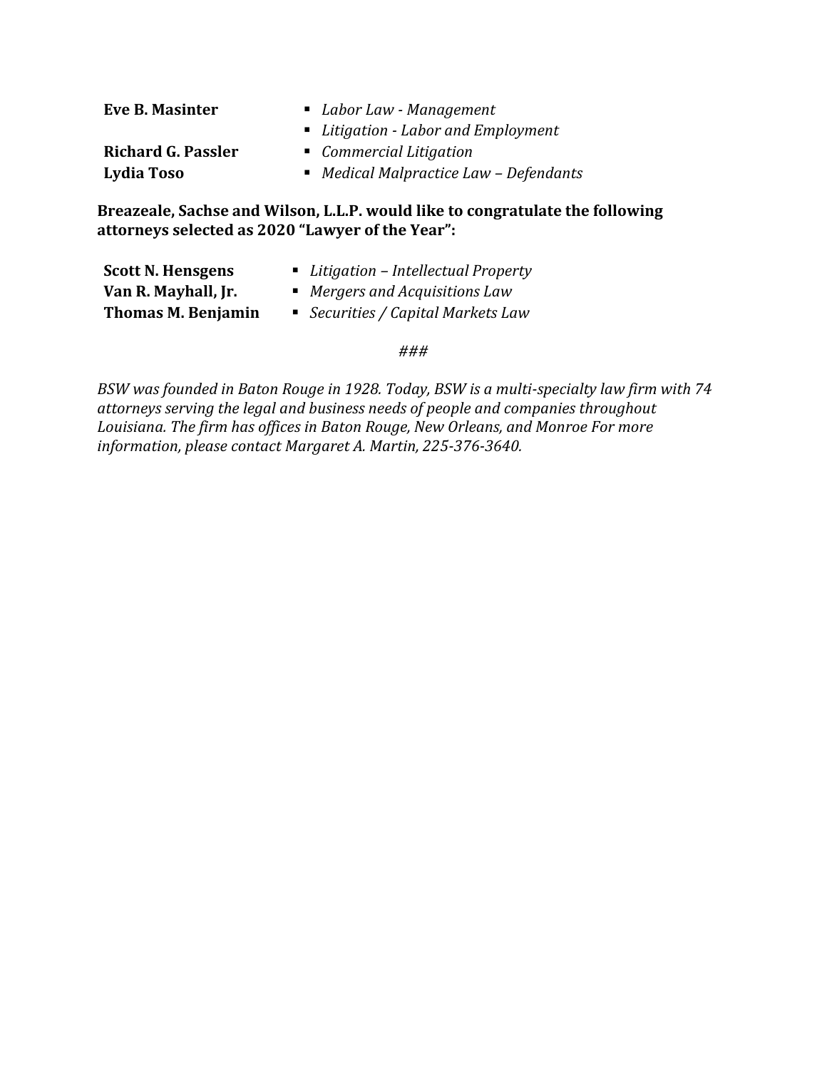| | |
|---|---|
| **Eve B. Masinter** | - *Labor Law - Management* <br> - *Litigation - Labor and Employment* |
| **Richard G. Passler** | - *Commercial Litigation* |
| **Lydia Toso** | - *Medical Malpractice Law – Defendants* |

**Breazeale, Sachse and Wilson, L.L.P. would like to congratulate the following attorneys selected as 2020 "Lawyer of the Year":**

| | |
|---|---|
| **Scott N. Hensgens** | - *Litigation – Intellectual Property* |
| **Van R. Mayhall, Jr.** | - *Mergers and Acquisitions Law* |
| **Thomas M. Benjamin** | - *Securities / Capital Markets Law* |

*###*

*BSW was founded in Baton Rouge in 1928. Today, BSW is a multi-specialty law firm with 74 attorneys serving the legal and business needs of people and companies throughout Louisiana. The firm has offices in Baton Rouge, New Orleans, and Monroe For more information, please contact Margaret A. Martin, 225-376-3640.*